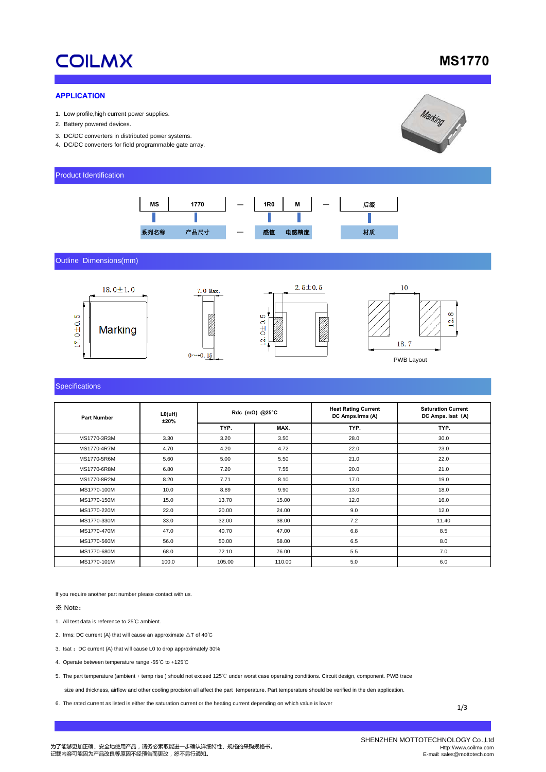# COILMX

# MS1770

## APPLICATION

1. Low profile,high current power supplies.
2. Battery powered devices.
3. DC/DC converters in distributed power systems.
4. DC/DC converters for field programmable gate array.

## Product Identification

| MS | 1770 | — | 1R0 | M | — | 后缀 |
|---|---|---|---|---|---|---|
| 系列名称 | 产品尺寸 | — | 感值 | 电感精度 | | 材质 |

## Outline Dimensions(mm)

18.0±1.0

17.0±0.5

Marking

7.0 Max.

0~+0.15

2.5±0.5

12.0±0.5

10

12.8

18.7

PWB Layout

## Specifications

| Part Number | L0(uH) ±20% | Rdc (mΩ) @25°C | | Heat Rating Current DC Amps.Irms (A) | Saturation Current DC Amps. Isat (A) |
|---|---|---|---|---|---|
| | | TYP. | MAX. | TYP. | TYP. |
| MS1770-3R3M | 3.30 | 3.20 | 3.50 | 28.0 | 30.0 |
| MS1770-4R7M | 4.70 | 4.20 | 4.72 | 22.0 | 23.0 |
| MS1770-5R6M | 5.60 | 5.00 | 5.50 | 21.0 | 22.0 |
| MS1770-6R8M | 6.80 | 7.20 | 7.55 | 20.0 | 21.0 |
| MS1770-8R2M | 8.20 | 7.71 | 8.10 | 17.0 | 19.0 |
| MS1770-100M | 10.0 | 8.89 | 9.90 | 13.0 | 18.0 |
| MS1770-150M | 15.0 | 13.70 | 15.00 | 12.0 | 16.0 |
| MS1770-220M | 22.0 | 20.00 | 24.00 | 9.0 | 12.0 |
| MS1770-330M | 33.0 | 32.00 | 38.00 | 7.2 | 11.40 |
| MS1770-470M | 47.0 | 40.70 | 47.00 | 6.8 | 8.5 |
| MS1770-560M | 56.0 | 50.00 | 58.00 | 6.5 | 8.0 |
| MS1770-680M | 68.0 | 72.10 | 76.00 | 5.5 | 7.0 |
| MS1770-101M | 100.0 | 105.00 | 110.00 | 5.0 | 6.0 |

If you require another part number please contact with us.

※ Note：

1. All test data is reference to 25℃ ambient.
2. Irms: DC current (A) that will cause an approximate △T of 40℃
3. Isat：DC current (A) that will cause L0 to drop approximately 30%
4. Operate between temperature range -55℃ to +125℃
5. The part temperature (ambient + temp rise ) should not exceed 125℃ under worst case operating conditions. Circuit design, component. PWB trace size and thickness, airflow and other cooling procision all affect the part temperature. Part temperature should be verified in the den application.
6. The rated current as listed is either the saturation current or the heating current depending on which value is lower

为了能够更加正确、安全地使用产品，请务必索取能进一步确认详细特性、规格的采购规格书。
记载内容可能因为产品改良等原因不经预告而更改，恕不另行通知。

SHENZHEN MOTTOTECHNOLOGY Co.,Ltd
Http://www.coilmx.com
E-mail: sales@mottotech.com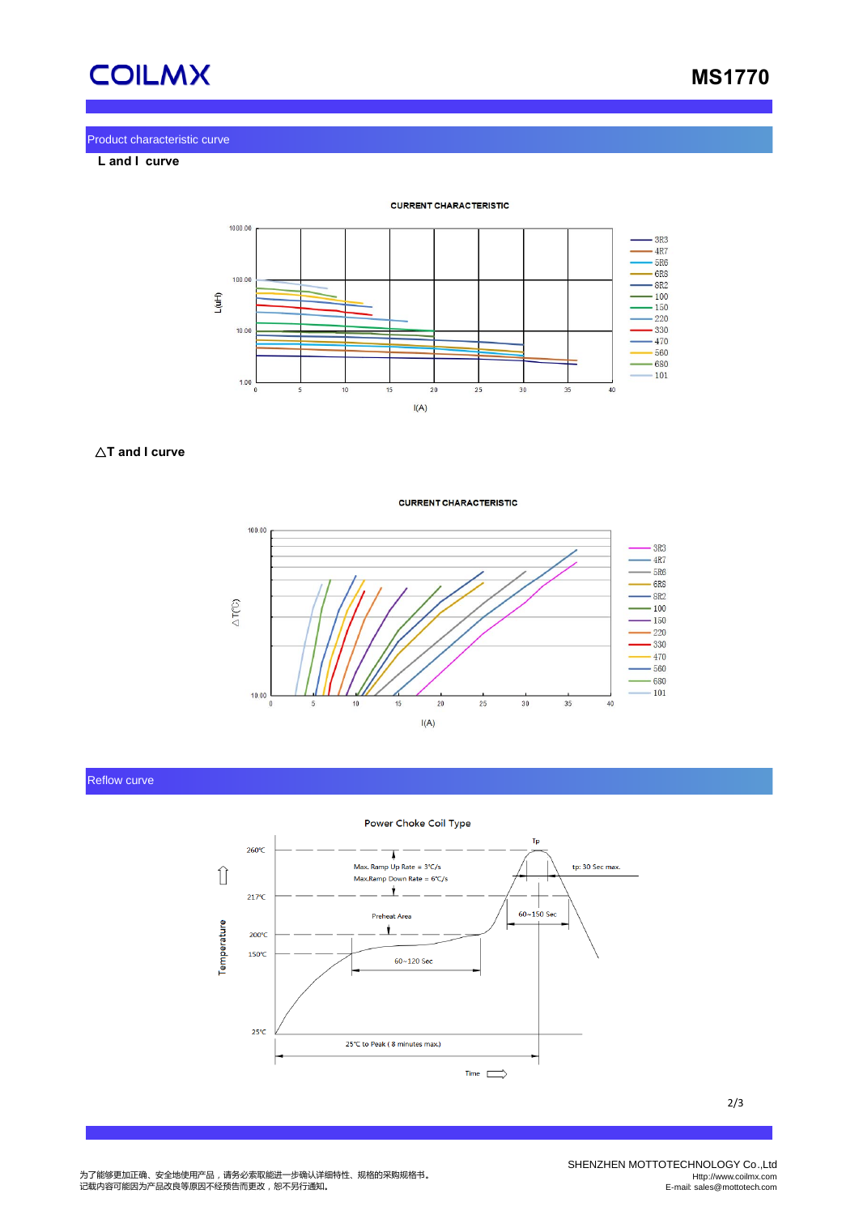## Product characteristic curve

### L and I curve

CURRENT CHARACTERISTIC

L(uH)

1000.00
100.00
10.00
1.00

0 5 10 15 20 25 30 35 40

I(A)

3R3
4R7
5R6
6R8
8R2
100
150
220
330
470
560
680
101

### △T and I curve

CURRENT CHARACTERISTIC

△T(℃)

100.00
10.00

0 5 10 15 20 25 30 35 40

I(A)

3R3
4R7
5R6
6R8
8R2
100
150
220
330
470
560
680
101

## Reflow curve

Power Choke Coil Type

Temperature

260℃
217℃
200℃
150℃
25℃

Tp

Max. Ramp Up Rate = 3℃/s
Max.Ramp Down Rate = 6℃/s

tp: 30 Sec max.

Preheat Area

60~150 Sec

60~120 Sec

25℃ to Peak ( 8 minutes max.)

Time

为了能够更加正确、安全地使用产品，请务必索取能进一步确认详细特性、规格的采购规格书。
记载内容可能因为产品改良等原因不经预告而更改，恕不另行通知。

SHENZHEN MOTTOTECHNOLOGY Co.,Ltd
Http://www.coilmx.com
E-mail: sales@mottotech.com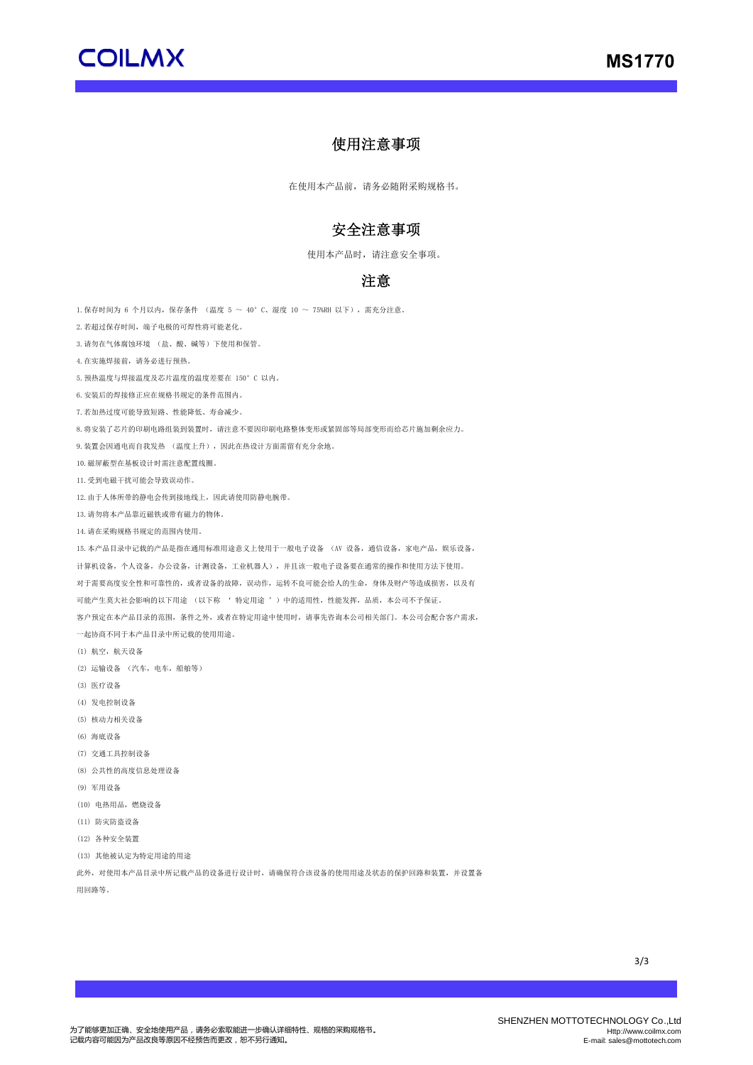## 使用注意事项

在使用本产品前，请务必随附采购规格书。

## 安全注意事项

使用本产品时，请注意安全事项。

## 注意

1.保存时间为 6 个月以内，保存条件 （温度 5 ～ 40°C、湿度 10 ～ 75%RH 以下），需充分注意。

2.若超过保存时间，端子电极的可焊性将可能老化。

3.请勿在气体腐蚀环境 （盐、酸、碱等）下使用和保管。

4.在实施焊接前，请务必进行预热。

5.预热温度与焊接温度及芯片温度的温度差要在 150°C 以内。

6.安装后的焊接修正应在规格书规定的条件范围内。

7.若加热过度可能导致短路、性能降低、寿命减少。

8.将安装了芯片的印刷电路组装到装置时，请注意不要因印刷电路整体变形或紧固部等局部变形而给芯片施加剩余应力。

9.装置会因通电而自我发热 （温度上升），因此在热设计方面需留有充分余地。

10.磁屏蔽型在基板设计时需注意配置线圈。

11.受到电磁干扰可能会导致误动作。

12.由于人体所带的静电会传到接地线上，因此请使用防静电腕带。

13.请勿将本产品靠近磁铁或带有磁力的物体。

14.请在采购规格书规定的范围内使用。

15.本产品目录中记载的产品是指在通用标准用途意义上使用于一般电子设备 （AV 设备，通信设备，家电产品，娱乐设备，计算机设备，个人设备，办公设备，计测设备，工业机器人），并且该一般电子设备要在通常的操作和使用方法下使用。对于需要高度安全性和可靠性的，或者设备的故障，误动作，运转不良可能会给人的生命，身体及财产等造成损害，以及有可能产生莫大社会影响的以下用途 （以下称 ‘ 特定用途 ’ ）中的适用性，性能发挥，品质，本公司不予保证。客户预定在本产品目录的范围，条件之外，或者在特定用途中使用时，请事先咨询本公司相关部门。本公司会配合客户需求，一起协商不同于本产品目录中所记载的使用用途。

(1) 航空，航天设备

(2) 运输设备 （汽车，电车，船舶等）

(3) 医疗设备

(4) 发电控制设备

(5) 核动力相关设备

(6) 海底设备

(7) 交通工具控制设备

(8) 公共性的高度信息处理设备

(9) 军用设备

(10) 电热用品，燃烧设备

(11) 防灾防盗设备

(12) 各种安全装置

(13) 其他被认定为特定用途的用途

此外，对使用本产品目录中所记载产品的设备进行设计时，请确保符合该设备的使用用途及状态的保护回路和装置，并设置备用回路等。